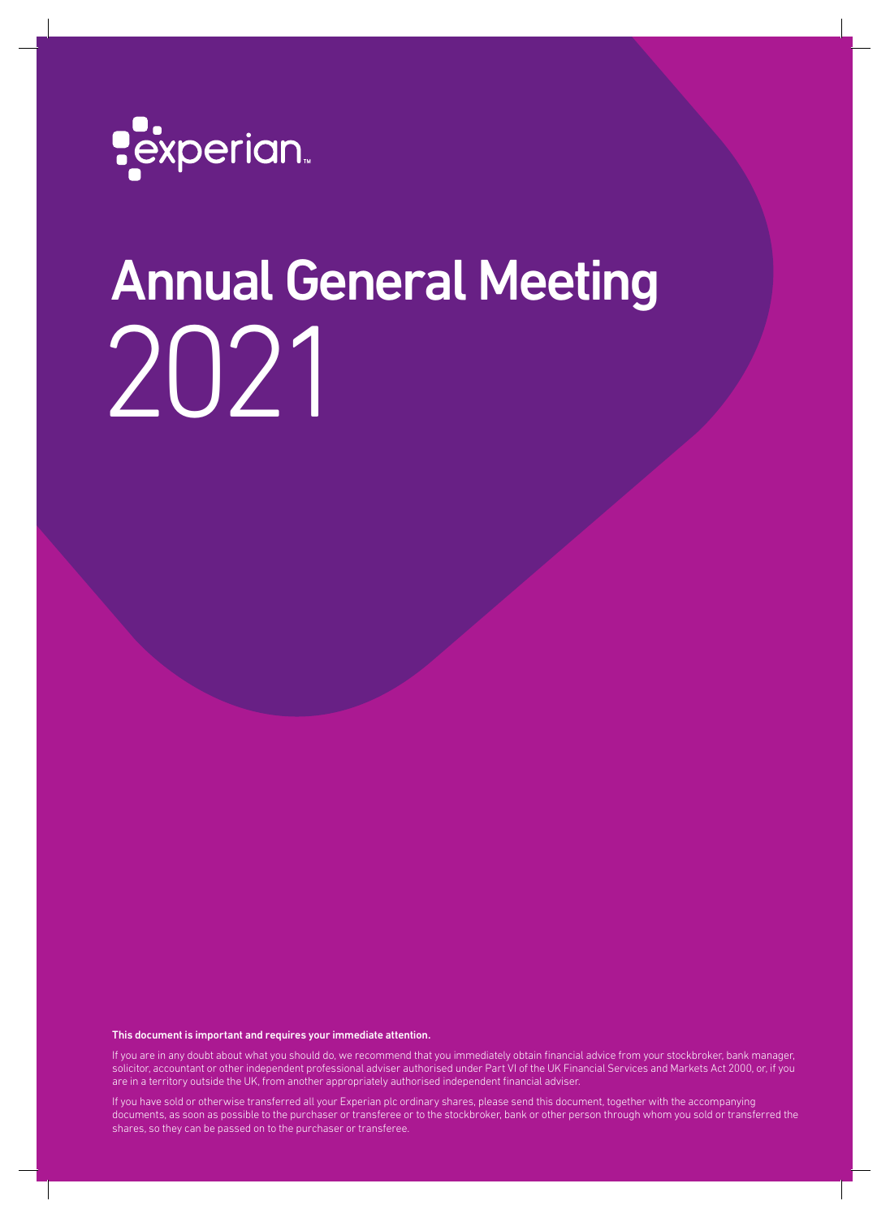experian.

# Annual General Meeting 2021

**This document is important and requires your immediate attention.**

If you are in any doubt about what you should do, we recommend that you immediately obtain financial advice from your stockbroker, bank manager, solicitor, accountant or other independent professional adviser authorised under Part VI of the UK Financial Services and Markets Act 2000, or, if you are in a territory outside the UK, from another appropriately authorised independent financial adviser.

If you have sold or otherwise transferred all your Experian plc ordinary shares, please send this document, together with the accompanying documents, as soon as possible to the purchaser or transferee or to the stockbroker, bank or other person through whom you sold or transferred the shares, so they can be passed on to the purchaser or transferee.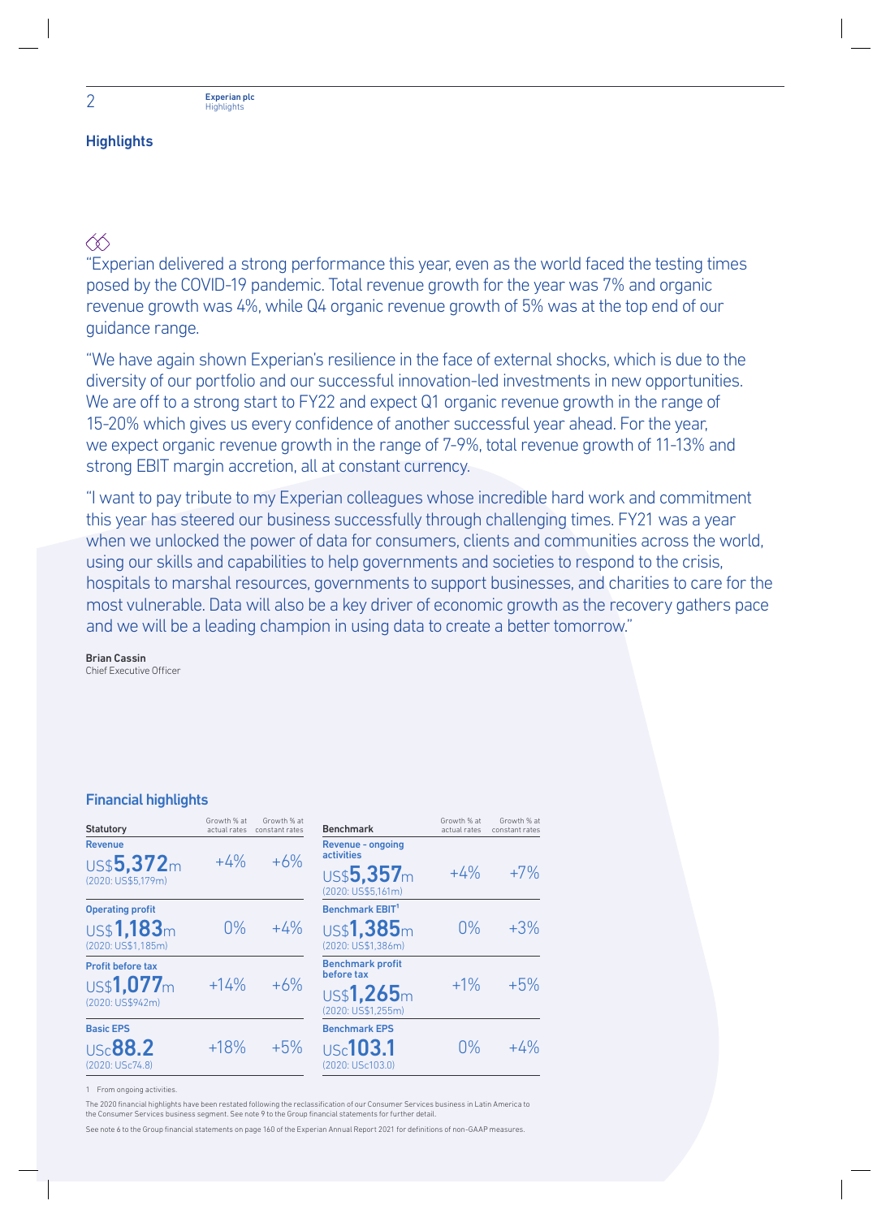## Highlights

"Experian delivered a strong performance this year, even as the world faced the testing times posed by the COVID-19 pandemic. Total revenue growth for the year was 7% and organic revenue growth was 4%, while Q4 organic revenue growth of 5% was at the top end of our guidance range.

"We have again shown Experian's resilience in the face of external shocks, which is due to the diversity of our portfolio and our successful innovation-led investments in new opportunities. We are off to a strong start to FY22 and expect Q1 organic revenue growth in the range of 15-20% which gives us every confidence of another successful year ahead. For the year, we expect organic revenue growth in the range of 7-9%, total revenue growth of 11-13% and strong EBIT margin accretion, all at constant currency.

"I want to pay tribute to my Experian colleagues whose incredible hard work and commitment this year has steered our business successfully through challenging times. FY21 was a year when we unlocked the power of data for consumers, clients and communities across the world, using our skills and capabilities to help governments and societies to respond to the crisis, hospitals to marshal resources, governments to support businesses, and charities to care for the most vulnerable. Data will also be a key driver of economic growth as the recovery gathers pace and we will be a leading champion in using data to create a better tomorrow."

**Brian Cassin**
Chief Executive Officer

### Financial highlights

| Statutory | Growth % at actual rates | Growth % at constant rates |
|---|---|---|
| **Revenue** US$5,372m (2020: US$5,179m) | +4% | +6% |
| **Operating profit** US$1,183m (2020: US$1,185m) | 0% | +4% |
| **Profit before tax** US$1,077m (2020: US$942m) | +14% | +6% |
| **Basic EPS** USc88.2 (2020: USc74.8) | +18% | +5% |

| Benchmark | Growth % at actual rates | Growth % at constant rates |
|---|---|---|
| **Revenue - ongoing activities** US$5,357m (2020: US$5,161m) | +4% | +7% |
| **Benchmark EBIT**[1] US$1,385m (2020: US$1,386m) | 0% | +3% |
| **Benchmark profit before tax** US$1,265m (2020: US$1,255m) | +1% | +5% |
| **Benchmark EPS** USc103.1 (2020: USc103.0) | 0% | +4% |

1 From ongoing activities.

The 2020 financial highlights have been restated following the reclassification of our Consumer Services business in Latin America to the Consumer Services business segment. See note 9 to the Group financial statements for further detail.

See note 6 to the Group financial statements on page 160 of the Experian Annual Report 2021 for definitions of non-GAAP measures.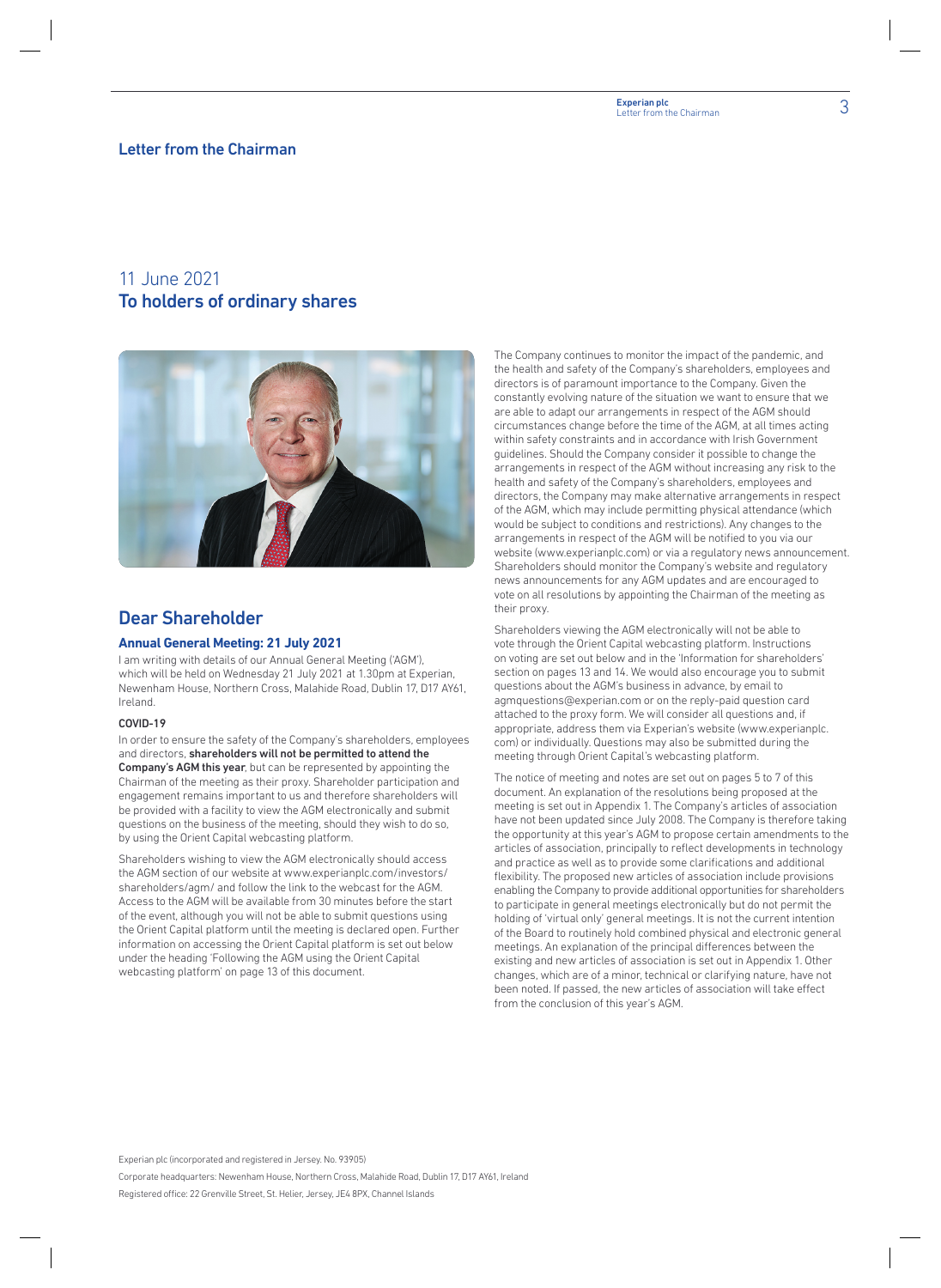## Letter from the Chairman

11 June 2021

**To holders of ordinary shares**

## Dear Shareholder

### Annual General Meeting: 21 July 2021

I am writing with details of our Annual General Meeting ('AGM'), which will be held on Wednesday 21 July 2021 at 1.30pm at Experian, Newenham House, Northern Cross, Malahide Road, Dublin 17, D17 AY61, Ireland.

#### COVID-19

In order to ensure the safety of the Company's shareholders, employees and directors, **shareholders will not be permitted to attend the Company's AGM this year**, but can be represented by appointing the Chairman of the meeting as their proxy. Shareholder participation and engagement remains important to us and therefore shareholders will be provided with a facility to view the AGM electronically and submit questions on the business of the meeting, should they wish to do so, by using the Orient Capital webcasting platform.

Shareholders wishing to view the AGM electronically should access the AGM section of our website at www.experianplc.com/investors/shareholders/agm/ and follow the link to the webcast for the AGM. Access to the AGM will be available from 30 minutes before the start of the event, although you will not be able to submit questions using the Orient Capital platform until the meeting is declared open. Further information on accessing the Orient Capital platform is set out below under the heading 'Following the AGM using the Orient Capital webcasting platform' on page 13 of this document.

The Company continues to monitor the impact of the pandemic, and the health and safety of the Company's shareholders, employees and directors is of paramount importance to the Company. Given the constantly evolving nature of the situation we want to ensure that we are able to adapt our arrangements in respect of the AGM should circumstances change before the time of the AGM, at all times acting within safety constraints and in accordance with Irish Government guidelines. Should the Company consider it possible to change the arrangements in respect of the AGM without increasing any risk to the health and safety of the Company's shareholders, employees and directors, the Company may make alternative arrangements in respect of the AGM, which may include permitting physical attendance (which would be subject to conditions and restrictions). Any changes to the arrangements in respect of the AGM will be notified to you via our website (www.experianplc.com) or via a regulatory news announcement. Shareholders should monitor the Company's website and regulatory news announcements for any AGM updates and are encouraged to vote on all resolutions by appointing the Chairman of the meeting as their proxy.

Shareholders viewing the AGM electronically will not be able to vote through the Orient Capital webcasting platform. Instructions on voting are set out below and in the 'Information for shareholders' section on pages 13 and 14. We would also encourage you to submit questions about the AGM's business in advance, by email to agmquestions@experian.com or on the reply-paid question card attached to the proxy form. We will consider all questions and, if appropriate, address them via Experian's website (www.experianplc.com) or individually. Questions may also be submitted during the meeting through Orient Capital's webcasting platform.

The notice of meeting and notes are set out on pages 5 to 7 of this document. An explanation of the resolutions being proposed at the meeting is set out in Appendix 1. The Company's articles of association have not been updated since July 2008. The Company is therefore taking the opportunity at this year's AGM to propose certain amendments to the articles of association, principally to reflect developments in technology and practice as well as to provide some clarifications and additional flexibility. The proposed new articles of association include provisions enabling the Company to provide additional opportunities for shareholders to participate in general meetings electronically but do not permit the holding of 'virtual only' general meetings. It is not the current intention of the Board to routinely hold combined physical and electronic general meetings. An explanation of the principal differences between the existing and new articles of association is set out in Appendix 1. Other changes, which are of a minor, technical or clarifying nature, have not been noted. If passed, the new articles of association will take effect from the conclusion of this year's AGM.

Experian plc (incorporated and registered in Jersey. No. 93905)

Corporate headquarters: Newenham House, Northern Cross, Malahide Road, Dublin 17, D17 AY61, Ireland

Registered office: 22 Grenville Street, St. Helier, Jersey, JE4 8PX, Channel Islands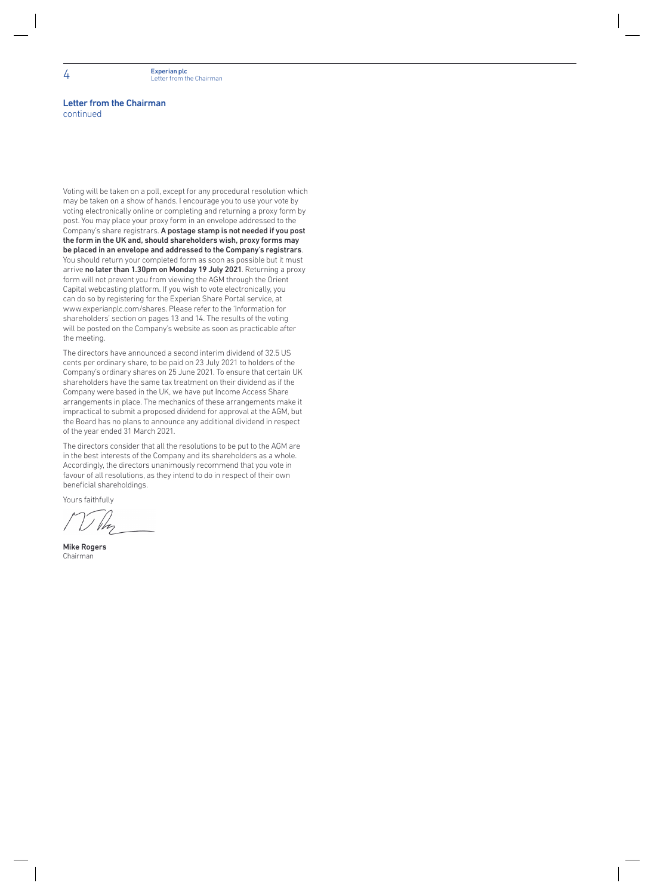## Letter from the Chairman
continued

Voting will be taken on a poll, except for any procedural resolution which may be taken on a show of hands. I encourage you to use your vote by voting electronically online or completing and returning a proxy form by post. You may place your proxy form in an envelope addressed to the Company's share registrars. **A postage stamp is not needed if you post the form in the UK and, should shareholders wish, proxy forms may be placed in an envelope and addressed to the Company's registrars**. You should return your completed form as soon as possible but it must arrive **no later than 1.30pm on Monday 19 July 2021**. Returning a proxy form will not prevent you from viewing the AGM through the Orient Capital webcasting platform. If you wish to vote electronically, you can do so by registering for the Experian Share Portal service, at www.experianplc.com/shares. Please refer to the 'Information for shareholders' section on pages 13 and 14. The results of the voting will be posted on the Company's website as soon as practicable after the meeting.

The directors have announced a second interim dividend of 32.5 US cents per ordinary share, to be paid on 23 July 2021 to holders of the Company's ordinary shares on 25 June 2021. To ensure that certain UK shareholders have the same tax treatment on their dividend as if the Company were based in the UK, we have put Income Access Share arrangements in place. The mechanics of these arrangements make it impractical to submit a proposed dividend for approval at the AGM, but the Board has no plans to announce any additional dividend in respect of the year ended 31 March 2021.

The directors consider that all the resolutions to be put to the AGM are in the best interests of the Company and its shareholders as a whole. Accordingly, the directors unanimously recommend that you vote in favour of all resolutions, as they intend to do in respect of their own beneficial shareholdings.

Yours faithfully

**Mike Rogers**
Chairman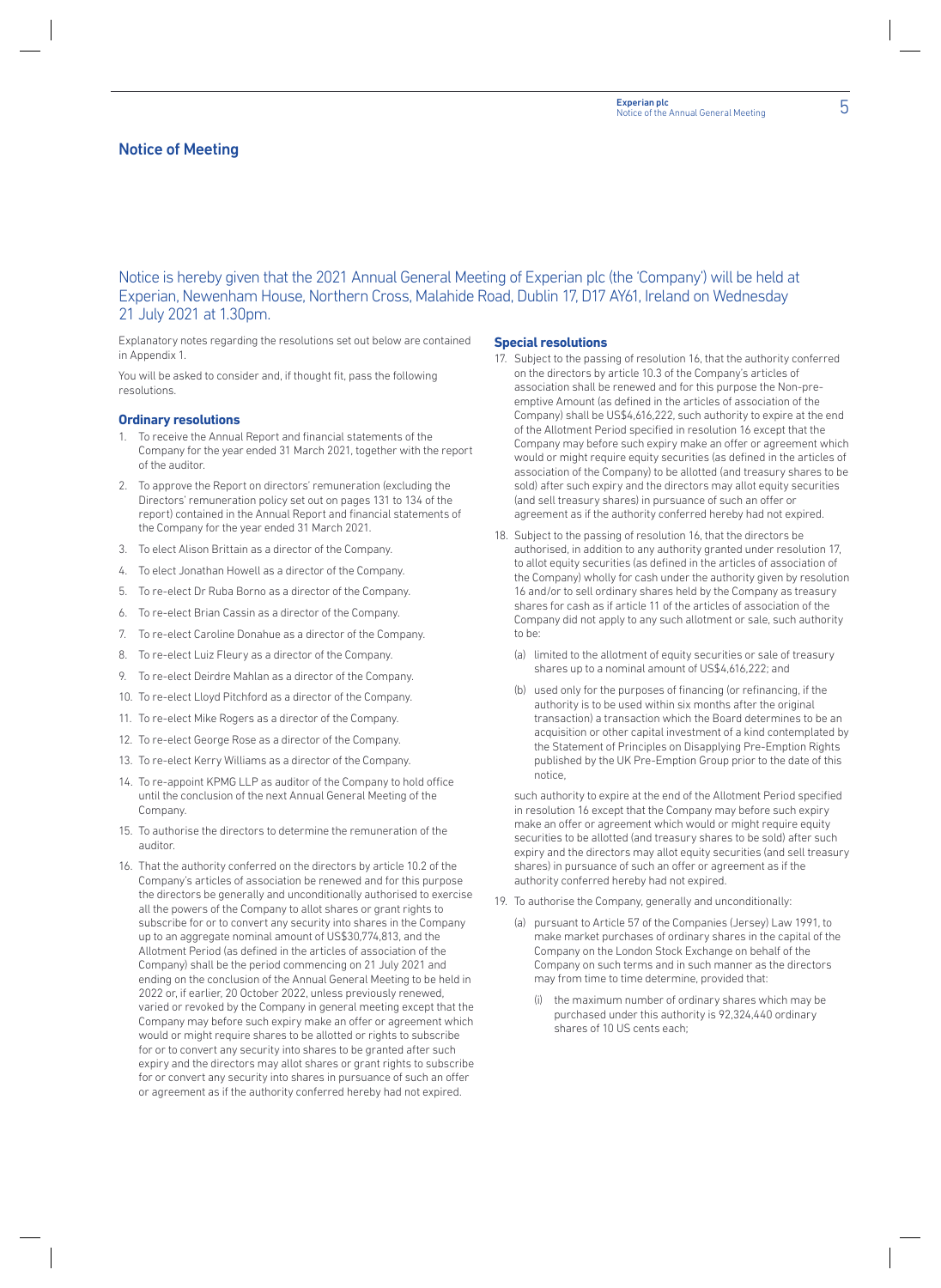## Notice of Meeting

Notice is hereby given that the 2021 Annual General Meeting of Experian plc (the 'Company') will be held at Experian, Newenham House, Northern Cross, Malahide Road, Dublin 17, D17 AY61, Ireland on Wednesday 21 July 2021 at 1.30pm.

Explanatory notes regarding the resolutions set out below are contained in Appendix 1.

You will be asked to consider and, if thought fit, pass the following resolutions.

### Ordinary resolutions

1. To receive the Annual Report and financial statements of the Company for the year ended 31 March 2021, together with the report of the auditor.
2. To approve the Report on directors' remuneration (excluding the Directors' remuneration policy set out on pages 131 to 134 of the report) contained in the Annual Report and financial statements of the Company for the year ended 31 March 2021.
3. To elect Alison Brittain as a director of the Company.
4. To elect Jonathan Howell as a director of the Company.
5. To re-elect Dr Ruba Borno as a director of the Company.
6. To re-elect Brian Cassin as a director of the Company.
7. To re-elect Caroline Donahue as a director of the Company.
8. To re-elect Luiz Fleury as a director of the Company.
9. To re-elect Deirdre Mahlan as a director of the Company.
10. To re-elect Lloyd Pitchford as a director of the Company.
11. To re-elect Mike Rogers as a director of the Company.
12. To re-elect George Rose as a director of the Company.
13. To re-elect Kerry Williams as a director of the Company.
14. To re-appoint KPMG LLP as auditor of the Company to hold office until the conclusion of the next Annual General Meeting of the Company.
15. To authorise the directors to determine the remuneration of the auditor.
16. That the authority conferred on the directors by article 10.2 of the Company's articles of association be renewed and for this purpose the directors be generally and unconditionally authorised to exercise all the powers of the Company to allot shares or grant rights to subscribe for or to convert any security into shares in the Company up to an aggregate nominal amount of US$30,774,813, and the Allotment Period (as defined in the articles of association of the Company) shall be the period commencing on 21 July 2021 and ending on the conclusion of the Annual General Meeting to be held in 2022 or, if earlier, 20 October 2022, unless previously renewed, varied or revoked by the Company in general meeting except that the Company may before such expiry make an offer or agreement which would or might require shares to be allotted or rights to subscribe for or to convert any security into shares to be granted after such expiry and the directors may allot shares or grant rights to subscribe for or convert any security into shares in pursuance of such an offer or agreement as if the authority conferred hereby had not expired.

### Special resolutions

17. Subject to the passing of resolution 16, that the authority conferred on the directors by article 10.3 of the Company's articles of association shall be renewed and for this purpose the Non-pre-emptive Amount (as defined in the articles of association of the Company) shall be US$4,616,222, such authority to expire at the end of the Allotment Period specified in resolution 16 except that the Company may before such expiry make an offer or agreement which would or might require equity securities (as defined in the articles of association of the Company) to be allotted (and treasury shares to be sold) after such expiry and the directors may allot equity securities (and sell treasury shares) in pursuance of such an offer or agreement as if the authority conferred hereby had not expired.
18. Subject to the passing of resolution 16, that the directors be authorised, in addition to any authority granted under resolution 17, to allot equity securities (as defined in the articles of association of the Company) wholly for cash under the authority given by resolution 16 and/or to sell ordinary shares held by the Company as treasury shares for cash as if article 11 of the articles of association of the Company did not apply to any such allotment or sale, such authority to be:
    (a) limited to the allotment of equity securities or sale of treasury shares up to a nominal amount of US$4,616,222; and
    (b) used only for the purposes of financing (or refinancing, if the authority is to be used within six months after the original transaction) a transaction which the Board determines to be an acquisition or other capital investment of a kind contemplated by the Statement of Principles on Disapplying Pre-Emption Rights published by the UK Pre-Emption Group prior to the date of this notice,

    such authority to expire at the end of the Allotment Period specified in resolution 16 except that the Company may before such expiry make an offer or agreement which would or might require equity securities to be allotted (and treasury shares to be sold) after such expiry and the directors may allot equity securities (and sell treasury shares) in pursuance of such an offer or agreement as if the authority conferred hereby had not expired.
19. To authorise the Company, generally and unconditionally:
    (a) pursuant to Article 57 of the Companies (Jersey) Law 1991, to make market purchases of ordinary shares in the capital of the Company on the London Stock Exchange on behalf of the Company on such terms and in such manner as the directors may from time to time determine, provided that:
        (i) the maximum number of ordinary shares which may be purchased under this authority is 92,324,440 ordinary shares of 10 US cents each;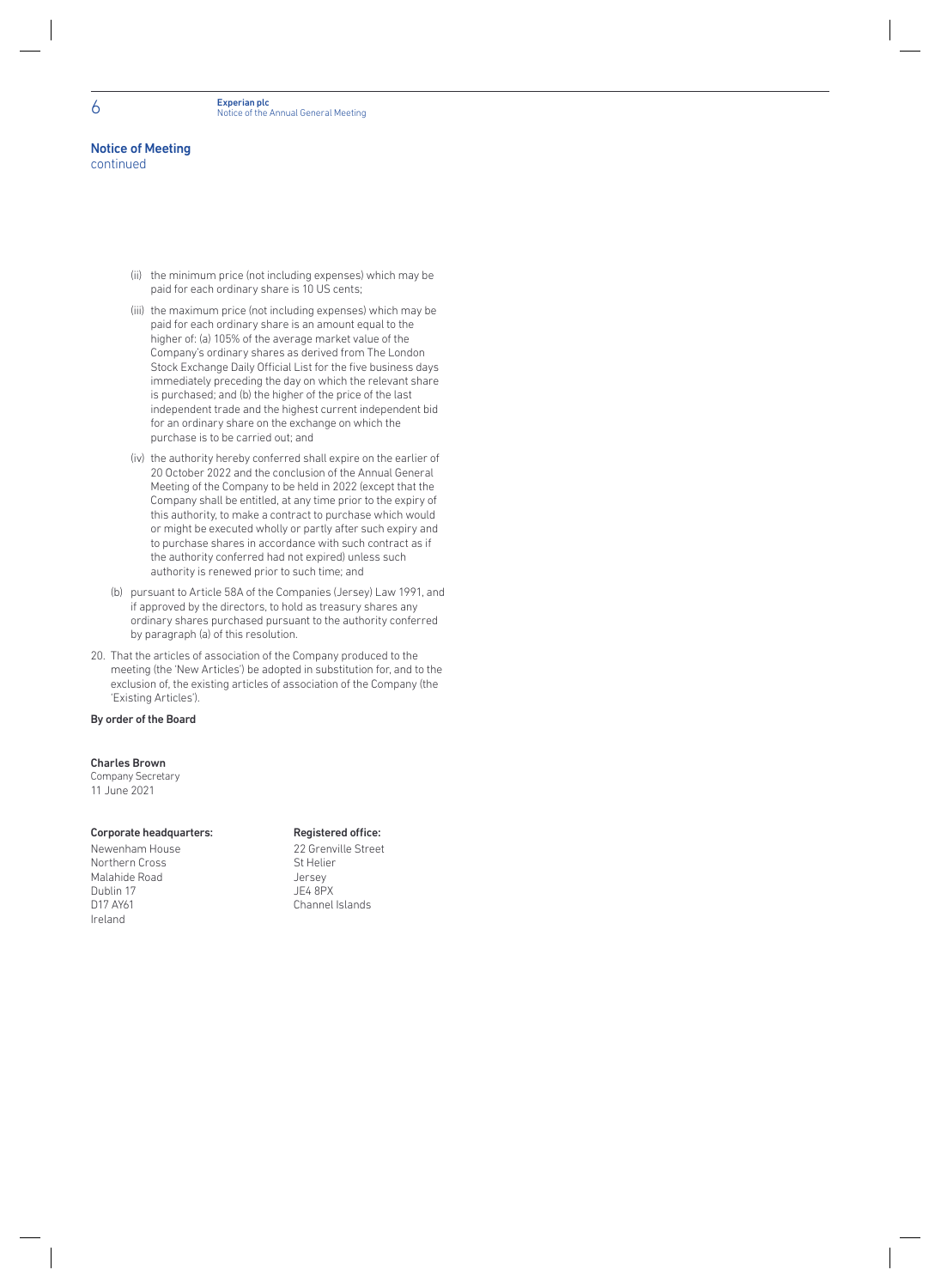## Notice of Meeting
continued

- (ii) the minimum price (not including expenses) which may be paid for each ordinary share is 10 US cents;
- (iii) the maximum price (not including expenses) which may be paid for each ordinary share is an amount equal to the higher of: (a) 105% of the average market value of the Company's ordinary shares as derived from The London Stock Exchange Daily Official List for the five business days immediately preceding the day on which the relevant share is purchased; and (b) the higher of the price of the last independent trade and the highest current independent bid for an ordinary share on the exchange on which the purchase is to be carried out; and
- (iv) the authority hereby conferred shall expire on the earlier of 20 October 2022 and the conclusion of the Annual General Meeting of the Company to be held in 2022 (except that the Company shall be entitled, at any time prior to the expiry of this authority, to make a contract to purchase which would or might be executed wholly or partly after such expiry and to purchase shares in accordance with such contract as if the authority conferred had not expired) unless such authority is renewed prior to such time; and

(b) pursuant to Article 58A of the Companies (Jersey) Law 1991, and if approved by the directors, to hold as treasury shares any ordinary shares purchased pursuant to the authority conferred by paragraph (a) of this resolution.

20. That the articles of association of the Company produced to the meeting (the 'New Articles') be adopted in substitution for, and to the exclusion of, the existing articles of association of the Company (the 'Existing Articles').

**By order of the Board**

**Charles Brown**
Company Secretary
11 June 2021

**Corporate headquarters:**
Newenham House
Northern Cross
Malahide Road
Dublin 17
D17 AY61
Ireland

**Registered office:**
22 Grenville Street
St Helier
Jersey
JE4 8PX
Channel Islands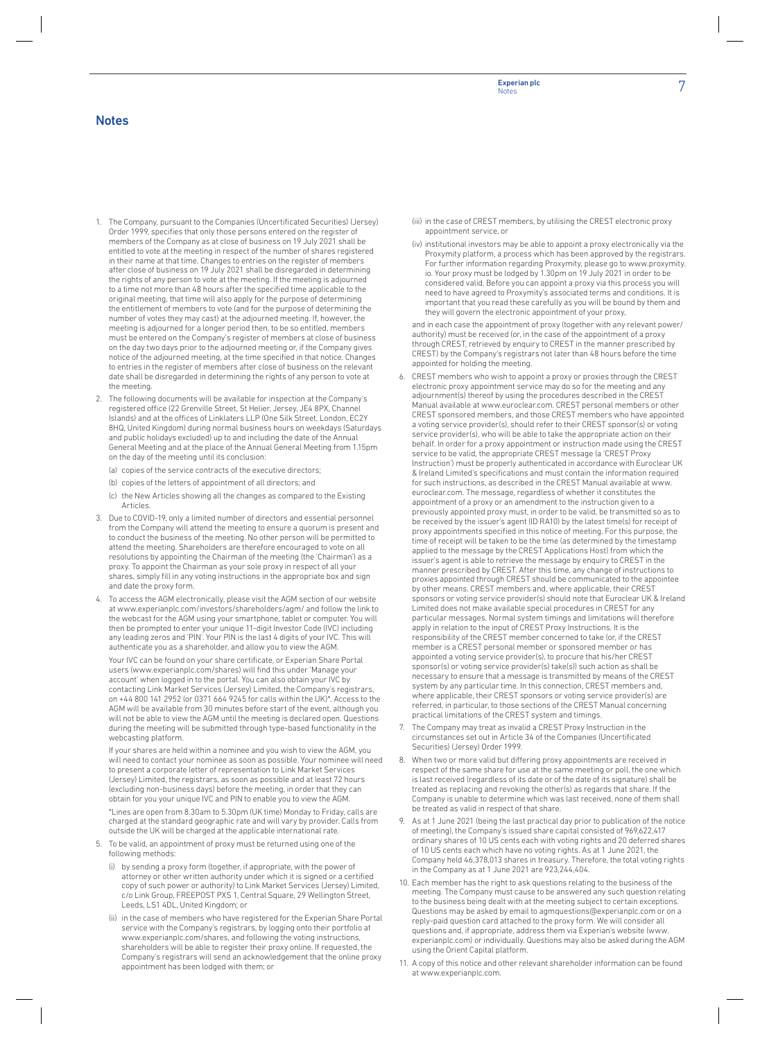# Notes

1. The Company, pursuant to the Companies (Uncertificated Securities) (Jersey) Order 1999, specifies that only those persons entered on the register of members of the Company as at close of business on 19 July 2021 shall be entitled to vote at the meeting in respect of the number of shares registered in their name at that time. Changes to entries on the register of members after close of business on 19 July 2021 shall be disregarded in determining the rights of any person to vote at the meeting. If the meeting is adjourned to a time not more than 48 hours after the specified time applicable to the original meeting, that time will also apply for the purpose of determining the entitlement of members to vote (and for the purpose of determining the number of votes they may cast) at the adjourned meeting. If, however, the meeting is adjourned for a longer period then, to be so entitled, members must be entered on the Company's register of members at close of business on the day two days prior to the adjourned meeting or, if the Company gives notice of the adjourned meeting, at the time specified in that notice. Changes to entries in the register of members after close of business on the relevant date shall be disregarded in determining the rights of any person to vote at the meeting.

2. The following documents will be available for inspection at the Company's registered office (22 Grenville Street, St Helier, Jersey, JE4 8PX, Channel Islands) and at the offices of Linklaters LLP (One Silk Street, London, EC2Y 8HQ, United Kingdom) during normal business hours on weekdays (Saturdays and public holidays excluded) up to and including the date of the Annual General Meeting and at the place of the Annual General Meeting from 1.15pm on the day of the meeting until its conclusion:

   (a) copies of the service contracts of the executive directors;

   (b) copies of the letters of appointment of all directors; and

   (c) the New Articles showing all the changes as compared to the Existing Articles.

3. Due to COVID-19, only a limited number of directors and essential personnel from the Company will attend the meeting to ensure a quorum is present and to conduct the business of the meeting. No other person will be permitted to attend the meeting. Shareholders are therefore encouraged to vote on all resolutions by appointing the Chairman of the meeting (the 'Chairman') as a proxy. To appoint the Chairman as your sole proxy in respect of all your shares, simply fill in any voting instructions in the appropriate box and sign and date the proxy form.

4. To access the AGM electronically, please visit the AGM section of our website at www.experianplc.com/investors/shareholders/agm/ and follow the link to the webcast for the AGM using your smartphone, tablet or computer. You will then be prompted to enter your unique 11-digit Investor Code (IVC) including any leading zeros and 'PIN'. Your PIN is the last 4 digits of your IVC. This will authenticate you as a shareholder, and allow you to view the AGM.

   Your IVC can be found on your share certificate, or Experian Share Portal users (www.experianplc.com/shares) will find this under 'Manage your account' when logged in to the portal. You can also obtain your IVC by contacting Link Market Services (Jersey) Limited, the Company's registrars, on +44 800 141 2952 (or 0371 664 9245 for calls within the UK)*. Access to the AGM will be available from 30 minutes before start of the event, although you will not be able to view the AGM until the meeting is declared open. Questions during the meeting will be submitted through type-based functionality in the webcasting platform.

   If your shares are held within a nominee and you wish to view the AGM, you will need to contact your nominee as soon as possible. Your nominee will need to present a corporate letter of representation to Link Market Services (Jersey) Limited, the registrars, as soon as possible and at least 72 hours (excluding non-business days) before the meeting, in order that they can obtain for you your unique IVC and PIN to enable you to view the AGM.

   *Lines are open from 8.30am to 5.30pm (UK time) Monday to Friday, calls are charged at the standard geographic rate and will vary by provider. Calls from outside the UK will be charged at the applicable international rate.

5. To be valid, an appointment of proxy must be returned using one of the following methods:

   (i) by sending a proxy form (together, if appropriate, with the power of attorney or other written authority under which it is signed or a certified copy of such power or authority) to Link Market Services (Jersey) Limited, c/o Link Group, FREEPOST PXS 1, Central Square, 29 Wellington Street, Leeds, LS1 4DL, United Kingdom; or

   (ii) in the case of members who have registered for the Experian Share Portal service with the Company's registrars, by logging onto their portfolio at www.experianplc.com/shares, and following the voting instructions, shareholders will be able to register their proxy online. If requested, the Company's registrars will send an acknowledgement that the online proxy appointment has been lodged with them; or

   (iii) in the case of CREST members, by utilising the CREST electronic proxy appointment service, or

   (iv) institutional investors may be able to appoint a proxy electronically via the Proxymity platform, a process which has been approved by the registrars. For further information regarding Proxymity, please go to www.proxymity.io. Your proxy must be lodged by 1.30pm on 19 July 2021 in order to be considered valid. Before you can appoint a proxy via this process you will need to have agreed to Proxymity's associated terms and conditions. It is important that you read these carefully as you will be bound by them and they will govern the electronic appointment of your proxy,

   and in each case the appointment of proxy (together with any relevant power/authority) must be received (or, in the case of the appointment of a proxy through CREST, retrieved by enquiry to CREST in the manner prescribed by CREST) by the Company's registrars not later than 48 hours before the time appointed for holding the meeting.

6. CREST members who wish to appoint a proxy or proxies through the CREST electronic proxy appointment service may do so for the meeting and any adjournment(s) thereof by using the procedures described in the CREST Manual available at www.euroclear.com. CREST personal members or other CREST sponsored members, and those CREST members who have appointed a voting service provider(s), should refer to their CREST sponsor(s) or voting service provider(s), who will be able to take the appropriate action on their behalf. In order for a proxy appointment or instruction made using the CREST service to be valid, the appropriate CREST message (a 'CREST Proxy Instruction') must be properly authenticated in accordance with Euroclear UK & Ireland Limited's specifications and must contain the information required for such instructions, as described in the CREST Manual available at www.euroclear.com. The message, regardless of whether it constitutes the appointment of a proxy or an amendment to the instruction given to a previously appointed proxy must, in order to be valid, be transmitted so as to be received by the issuer's agent (ID RA10) by the latest time(s) for receipt of proxy appointments specified in this notice of meeting. For this purpose, the time of receipt will be taken to be the time (as determined by the timestamp applied to the message by the CREST Applications Host) from which the issuer's agent is able to retrieve the message by enquiry to CREST in the manner prescribed by CREST. After this time, any change of instructions to proxies appointed through CREST should be communicated to the appointee by other means. CREST members and, where applicable, their CREST sponsors or voting service provider(s) should note that Euroclear UK & Ireland Limited does not make available special procedures in CREST for any particular messages. Normal system timings and limitations will therefore apply in relation to the input of CREST Proxy Instructions. It is the responsibility of the CREST member concerned to take (or, if the CREST member is a CREST personal member or sponsored member or has appointed a voting service provider(s), to procure that his/her CREST sponsor(s) or voting service provider(s) take(s)) such action as shall be necessary to ensure that a message is transmitted by means of the CREST system by any particular time. In this connection, CREST members and, where applicable, their CREST sponsors or voting service provider(s) are referred, in particular, to those sections of the CREST Manual concerning practical limitations of the CREST system and timings.

7. The Company may treat as invalid a CREST Proxy Instruction in the circumstances set out in Article 34 of the Companies (Uncertificated Securities) (Jersey) Order 1999.

8. When two or more valid but differing proxy appointments are received in respect of the same share for use at the same meeting or poll, the one which is last received (regardless of its date or of the date of its signature) shall be treated as replacing and revoking the other(s) as regards that share. If the Company is unable to determine which was last received, none of them shall be treated as valid in respect of that share.

9. As at 1 June 2021 (being the last practical day prior to publication of the notice of meeting), the Company's issued share capital consisted of 969,622,417 ordinary shares of 10 US cents each with voting rights and 20 deferred shares of 10 US cents each which have no voting rights. As at 1 June 2021, the Company held 46,378,013 shares in treasury. Therefore, the total voting rights in the Company as at 1 June 2021 are 923,244,404.

10. Each member has the right to ask questions relating to the business of the meeting. The Company must cause to be answered any such question relating to the business being dealt with at the meeting subject to certain exceptions. Questions may be asked by email to agmquestions@experianplc.com or on a reply-paid question card attached to the proxy form. We will consider all questions and, if appropriate, address them via Experian's website (www.experianplc.com) or individually. Questions may also be asked during the AGM using the Orient Capital platform.

11. A copy of this notice and other relevant shareholder information can be found at www.experianplc.com.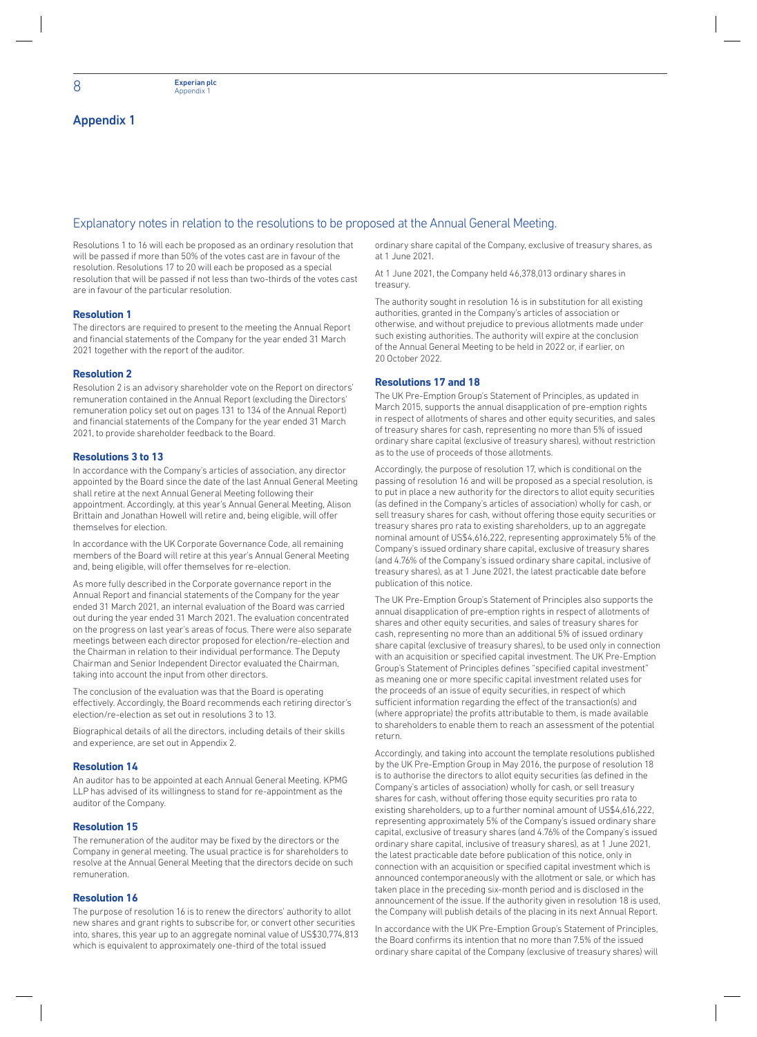# Appendix 1

## Explanatory notes in relation to the resolutions to be proposed at the Annual General Meeting.

Resolutions 1 to 16 will each be proposed as an ordinary resolution that will be passed if more than 50% of the votes cast are in favour of the resolution. Resolutions 17 to 20 will each be proposed as a special resolution that will be passed if not less than two-thirds of the votes cast are in favour of the particular resolution.

### Resolution 1

The directors are required to present to the meeting the Annual Report and financial statements of the Company for the year ended 31 March 2021 together with the report of the auditor.

### Resolution 2

Resolution 2 is an advisory shareholder vote on the Report on directors' remuneration contained in the Annual Report (excluding the Directors' remuneration policy set out on pages 131 to 134 of the Annual Report) and financial statements of the Company for the year ended 31 March 2021, to provide shareholder feedback to the Board.

### Resolutions 3 to 13

In accordance with the Company's articles of association, any director appointed by the Board since the date of the last Annual General Meeting shall retire at the next Annual General Meeting following their appointment. Accordingly, at this year's Annual General Meeting, Alison Brittain and Jonathan Howell will retire and, being eligible, will offer themselves for election.

In accordance with the UK Corporate Governance Code, all remaining members of the Board will retire at this year's Annual General Meeting and, being eligible, will offer themselves for re-election.

As more fully described in the Corporate governance report in the Annual Report and financial statements of the Company for the year ended 31 March 2021, an internal evaluation of the Board was carried out during the year ended 31 March 2021. The evaluation concentrated on the progress on last year's areas of focus. There were also separate meetings between each director proposed for election/re-election and the Chairman in relation to their individual performance. The Deputy Chairman and Senior Independent Director evaluated the Chairman, taking into account the input from other directors.

The conclusion of the evaluation was that the Board is operating effectively. Accordingly, the Board recommends each retiring director's election/re-election as set out in resolutions 3 to 13.

Biographical details of all the directors, including details of their skills and experience, are set out in Appendix 2.

### Resolution 14

An auditor has to be appointed at each Annual General Meeting. KPMG LLP has advised of its willingness to stand for re-appointment as the auditor of the Company.

### Resolution 15

The remuneration of the auditor may be fixed by the directors or the Company in general meeting. The usual practice is for shareholders to resolve at the Annual General Meeting that the directors decide on such remuneration.

### Resolution 16

The purpose of resolution 16 is to renew the directors' authority to allot new shares and grant rights to subscribe for, or convert other securities into, shares, this year up to an aggregate nominal value of US$30,774,813 which is equivalent to approximately one-third of the total issued ordinary share capital of the Company, exclusive of treasury shares, as at 1 June 2021.

At 1 June 2021, the Company held 46,378,013 ordinary shares in treasury.

The authority sought in resolution 16 is in substitution for all existing authorities, granted in the Company's articles of association or otherwise, and without prejudice to previous allotments made under such existing authorities. The authority will expire at the conclusion of the Annual General Meeting to be held in 2022 or, if earlier, on 20 October 2022.

### Resolutions 17 and 18

The UK Pre-Emption Group's Statement of Principles, as updated in March 2015, supports the annual disapplication of pre-emption rights in respect of allotments of shares and other equity securities, and sales of treasury shares for cash, representing no more than 5% of issued ordinary share capital (exclusive of treasury shares), without restriction as to the use of proceeds of those allotments.

Accordingly, the purpose of resolution 17, which is conditional on the passing of resolution 16 and will be proposed as a special resolution, is to put in place a new authority for the directors to allot equity securities (as defined in the Company's articles of association) wholly for cash, or sell treasury shares for cash, without offering those equity securities or treasury shares pro rata to existing shareholders, up to an aggregate nominal amount of US$4,616,222, representing approximately 5% of the Company's issued ordinary share capital, exclusive of treasury shares (and 4.76% of the Company's issued ordinary share capital, inclusive of treasury shares), as at 1 June 2021, the latest practicable date before publication of this notice.

The UK Pre-Emption Group's Statement of Principles also supports the annual disapplication of pre-emption rights in respect of allotments of shares and other equity securities, and sales of treasury shares for cash, representing no more than an additional 5% of issued ordinary share capital (exclusive of treasury shares), to be used only in connection with an acquisition or specified capital investment. The UK Pre-Emption Group's Statement of Principles defines "specified capital investment" as meaning one or more specific capital investment related uses for the proceeds of an issue of equity securities, in respect of which sufficient information regarding the effect of the transaction(s) and (where appropriate) the profits attributable to them, is made available to shareholders to enable them to reach an assessment of the potential return.

Accordingly, and taking into account the template resolutions published by the UK Pre-Emption Group in May 2016, the purpose of resolution 18 is to authorise the directors to allot equity securities (as defined in the Company's articles of association) wholly for cash, or sell treasury shares for cash, without offering those equity securities pro rata to existing shareholders, up to a further nominal amount of US$4,616,222, representing approximately 5% of the Company's issued ordinary share capital, exclusive of treasury shares (and 4.76% of the Company's issued ordinary share capital, inclusive of treasury shares), as at 1 June 2021, the latest practicable date before publication of this notice, only in connection with an acquisition or specified capital investment which is announced contemporaneously with the allotment or sale, or which has taken place in the preceding six-month period and is disclosed in the announcement of the issue. If the authority given in resolution 18 is used, the Company will publish details of the placing in its next Annual Report.

In accordance with the UK Pre-Emption Group's Statement of Principles, the Board confirms its intention that no more than 7.5% of the issued ordinary share capital of the Company (exclusive of treasury shares) will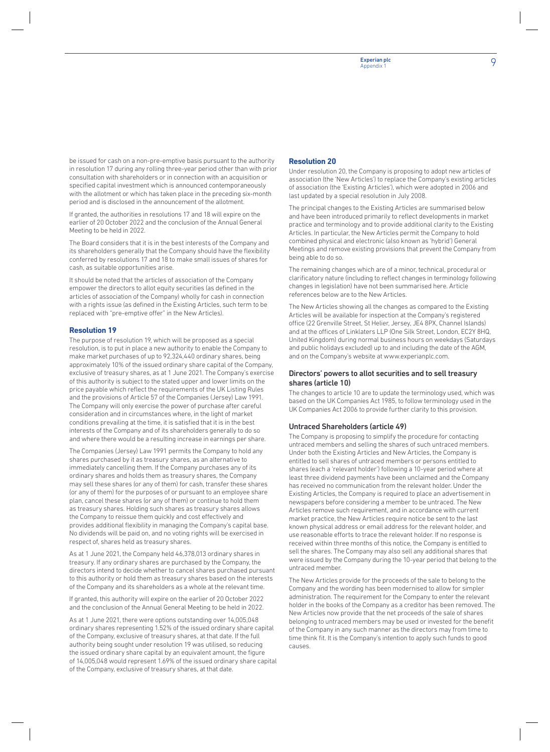be issued for cash on a non-pre-emptive basis pursuant to the authority in resolution 17 during any rolling three-year period other than with prior consultation with shareholders or in connection with an acquisition or specified capital investment which is announced contemporaneously with the allotment or which has taken place in the preceding six-month period and is disclosed in the announcement of the allotment.

If granted, the authorities in resolutions 17 and 18 will expire on the earlier of 20 October 2022 and the conclusion of the Annual General Meeting to be held in 2022.

The Board considers that it is in the best interests of the Company and its shareholders generally that the Company should have the flexibility conferred by resolutions 17 and 18 to make small issues of shares for cash, as suitable opportunities arise.

It should be noted that the articles of association of the Company empower the directors to allot equity securities (as defined in the articles of association of the Company) wholly for cash in connection with a rights issue (as defined in the Existing Articles, such term to be replaced with "pre-emptive offer" in the New Articles).

### Resolution 19

The purpose of resolution 19, which will be proposed as a special resolution, is to put in place a new authority to enable the Company to make market purchases of up to 92,324,440 ordinary shares, being approximately 10% of the issued ordinary share capital of the Company, exclusive of treasury shares, as at 1 June 2021. The Company's exercise of this authority is subject to the stated upper and lower limits on the price payable which reflect the requirements of the UK Listing Rules and the provisions of Article 57 of the Companies (Jersey) Law 1991. The Company will only exercise the power of purchase after careful consideration and in circumstances where, in the light of market conditions prevailing at the time, it is satisfied that it is in the best interests of the Company and of its shareholders generally to do so and where there would be a resulting increase in earnings per share.

The Companies (Jersey) Law 1991 permits the Company to hold any shares purchased by it as treasury shares, as an alternative to immediately cancelling them. If the Company purchases any of its ordinary shares and holds them as treasury shares, the Company may sell these shares (or any of them) for cash, transfer these shares (or any of them) for the purposes of or pursuant to an employee share plan, cancel these shares (or any of them) or continue to hold them as treasury shares. Holding such shares as treasury shares allows the Company to reissue them quickly and cost effectively and provides additional flexibility in managing the Company's capital base. No dividends will be paid on, and no voting rights will be exercised in respect of, shares held as treasury shares.

As at 1 June 2021, the Company held 46,378,013 ordinary shares in treasury. If any ordinary shares are purchased by the Company, the directors intend to decide whether to cancel shares purchased pursuant to this authority or hold them as treasury shares based on the interests of the Company and its shareholders as a whole at the relevant time.

If granted, this authority will expire on the earlier of 20 October 2022 and the conclusion of the Annual General Meeting to be held in 2022.

As at 1 June 2021, there were options outstanding over 14,005,048 ordinary shares representing 1.52% of the issued ordinary share capital of the Company, exclusive of treasury shares, at that date. If the full authority being sought under resolution 19 was utilised, so reducing the issued ordinary share capital by an equivalent amount, the figure of 14,005,048 would represent 1.69% of the issued ordinary share capital of the Company, exclusive of treasury shares, at that date.

### Resolution 20

Under resolution 20, the Company is proposing to adopt new articles of association (the 'New Articles') to replace the Company's existing articles of association (the 'Existing Articles'), which were adopted in 2006 and last updated by a special resolution in July 2008.

The principal changes to the Existing Articles are summarised below and have been introduced primarily to reflect developments in market practice and terminology and to provide additional clarity to the Existing Articles. In particular, the New Articles permit the Company to hold combined physical and electronic (also known as 'hybrid') General Meetings and remove existing provisions that prevent the Company from being able to do so.

The remaining changes which are of a minor, technical, procedural or clarificatory nature (including to reflect changes in terminology following changes in legislation) have not been summarised here. Article references below are to the New Articles.

The New Articles showing all the changes as compared to the Existing Articles will be available for inspection at the Company's registered office (22 Grenville Street, St Helier, Jersey, JE4 8PX, Channel Islands) and at the offices of Linklaters LLP (One Silk Street, London, EC2Y 8HQ, United Kingdom) during normal business hours on weekdays (Saturdays and public holidays excluded) up to and including the date of the AGM, and on the Company's website at www.experianplc.com.

#### Directors' powers to allot securities and to sell treasury shares (article 10)

The changes to article 10 are to update the terminology used, which was based on the UK Companies Act 1985, to follow terminology used in the UK Companies Act 2006 to provide further clarity to this provision.

#### Untraced Shareholders (article 49)

The Company is proposing to simplify the procedure for contacting untraced members and selling the shares of such untraced members. Under both the Existing Articles and New Articles, the Company is entitled to sell shares of untraced members or persons entitled to shares (each a 'relevant holder') following a 10-year period where at least three dividend payments have been unclaimed and the Company has received no communication from the relevant holder. Under the Existing Articles, the Company is required to place an advertisement in newspapers before considering a member to be untraced. The New Articles remove such requirement, and in accordance with current market practice, the New Articles require notice be sent to the last known physical address or email address for the relevant holder, and use reasonable efforts to trace the relevant holder. If no response is received within three months of this notice, the Company is entitled to sell the shares. The Company may also sell any additional shares that were issued by the Company during the 10-year period that belong to the untraced member.

The New Articles provide for the proceeds of the sale to belong to the Company and the wording has been modernised to allow for simpler administration. The requirement for the Company to enter the relevant holder in the books of the Company as a creditor has been removed. The New Articles now provide that the net proceeds of the sale of shares belonging to untraced members may be used or invested for the benefit of the Company in any such manner as the directors may from time to time think fit. It is the Company's intention to apply such funds to good causes.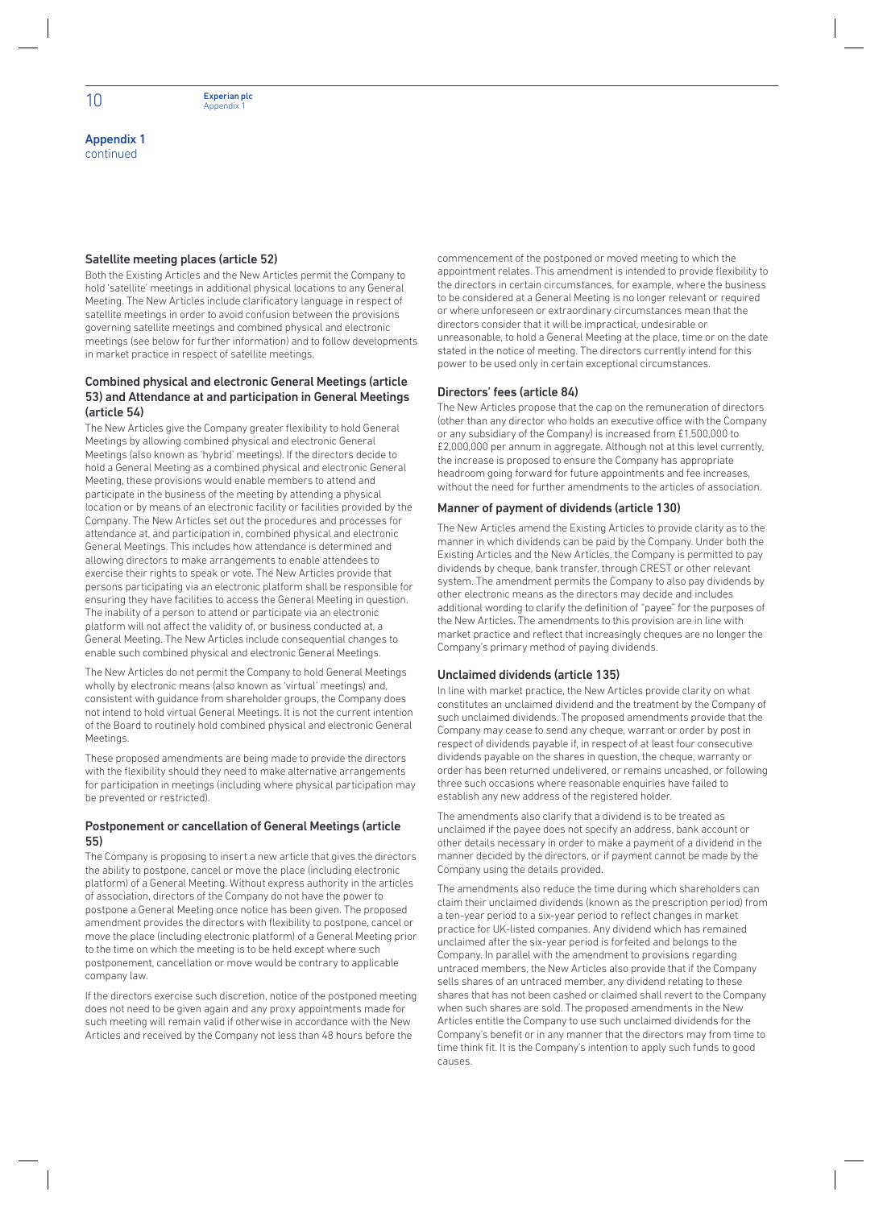## Appendix 1
continued

### Satellite meeting places (article 52)

Both the Existing Articles and the New Articles permit the Company to hold 'satellite' meetings in additional physical locations to any General Meeting. The New Articles include clarificatory language in respect of satellite meetings in order to avoid confusion between the provisions governing satellite meetings and combined physical and electronic meetings (see below for further information) and to follow developments in market practice in respect of satellite meetings.

### Combined physical and electronic General Meetings (article 53) and Attendance at and participation in General Meetings (article 54)

The New Articles give the Company greater flexibility to hold General Meetings by allowing combined physical and electronic General Meetings (also known as 'hybrid' meetings). If the directors decide to hold a General Meeting as a combined physical and electronic General Meeting, these provisions would enable members to attend and participate in the business of the meeting by attending a physical location or by means of an electronic facility or facilities provided by the Company. The New Articles set out the procedures and processes for attendance at, and participation in, combined physical and electronic General Meetings. This includes how attendance is determined and allowing directors to make arrangements to enable attendees to exercise their rights to speak or vote. The New Articles provide that persons participating via an electronic platform shall be responsible for ensuring they have facilities to access the General Meeting in question. The inability of a person to attend or participate via an electronic platform will not affect the validity of, or business conducted at, a General Meeting. The New Articles include consequential changes to enable such combined physical and electronic General Meetings.

The New Articles do not permit the Company to hold General Meetings wholly by electronic means (also known as 'virtual' meetings) and, consistent with guidance from shareholder groups, the Company does not intend to hold virtual General Meetings. It is not the current intention of the Board to routinely hold combined physical and electronic General Meetings.

These proposed amendments are being made to provide the directors with the flexibility should they need to make alternative arrangements for participation in meetings (including where physical participation may be prevented or restricted).

### Postponement or cancellation of General Meetings (article 55)

The Company is proposing to insert a new article that gives the directors the ability to postpone, cancel or move the place (including electronic platform) of a General Meeting. Without express authority in the articles of association, directors of the Company do not have the power to postpone a General Meeting once notice has been given. The proposed amendment provides the directors with flexibility to postpone, cancel or move the place (including electronic platform) of a General Meeting prior to the time on which the meeting is to be held except where such postponement, cancellation or move would be contrary to applicable company law.

If the directors exercise such discretion, notice of the postponed meeting does not need to be given again and any proxy appointments made for such meeting will remain valid if otherwise in accordance with the New Articles and received by the Company not less than 48 hours before the commencement of the postponed or moved meeting to which the appointment relates. This amendment is intended to provide flexibility to the directors in certain circumstances, for example, where the business to be considered at a General Meeting is no longer relevant or required or where unforeseen or extraordinary circumstances mean that the directors consider that it will be impractical, undesirable or unreasonable, to hold a General Meeting at the place, time or on the date stated in the notice of meeting. The directors currently intend for this power to be used only in certain exceptional circumstances.

### Directors' fees (article 84)

The New Articles propose that the cap on the remuneration of directors (other than any director who holds an executive office with the Company or any subsidiary of the Company) is increased from £1,500,000 to £2,000,000 per annum in aggregate. Although not at this level currently, the increase is proposed to ensure the Company has appropriate headroom going forward for future appointments and fee increases, without the need for further amendments to the articles of association.

### Manner of payment of dividends (article 130)

The New Articles amend the Existing Articles to provide clarity as to the manner in which dividends can be paid by the Company. Under both the Existing Articles and the New Articles, the Company is permitted to pay dividends by cheque, bank transfer, through CREST or other relevant system. The amendment permits the Company to also pay dividends by other electronic means as the directors may decide and includes additional wording to clarify the definition of "payee" for the purposes of the New Articles. The amendments to this provision are in line with market practice and reflect that increasingly cheques are no longer the Company's primary method of paying dividends.

### Unclaimed dividends (article 135)

In line with market practice, the New Articles provide clarity on what constitutes an unclaimed dividend and the treatment by the Company of such unclaimed dividends. The proposed amendments provide that the Company may cease to send any cheque, warrant or order by post in respect of dividends payable if, in respect of at least four consecutive dividends payable on the shares in question, the cheque, warranty or order has been returned undelivered, or remains uncashed, or following three such occasions where reasonable enquiries have failed to establish any new address of the registered holder.

The amendments also clarify that a dividend is to be treated as unclaimed if the payee does not specify an address, bank account or other details necessary in order to make a payment of a dividend in the manner decided by the directors, or if payment cannot be made by the Company using the details provided.

The amendments also reduce the time during which shareholders can claim their unclaimed dividends (known as the prescription period) from a ten-year period to a six-year period to reflect changes in market practice for UK-listed companies. Any dividend which has remained unclaimed after the six-year period is forfeited and belongs to the Company. In parallel with the amendment to provisions regarding untraced members, the New Articles also provide that if the Company sells shares of an untraced member, any dividend relating to these shares that has not been cashed or claimed shall revert to the Company when such shares are sold. The proposed amendments in the New Articles entitle the Company to use such unclaimed dividends for the Company's benefit or in any manner that the directors may from time to time think fit. It is the Company's intention to apply such funds to good causes.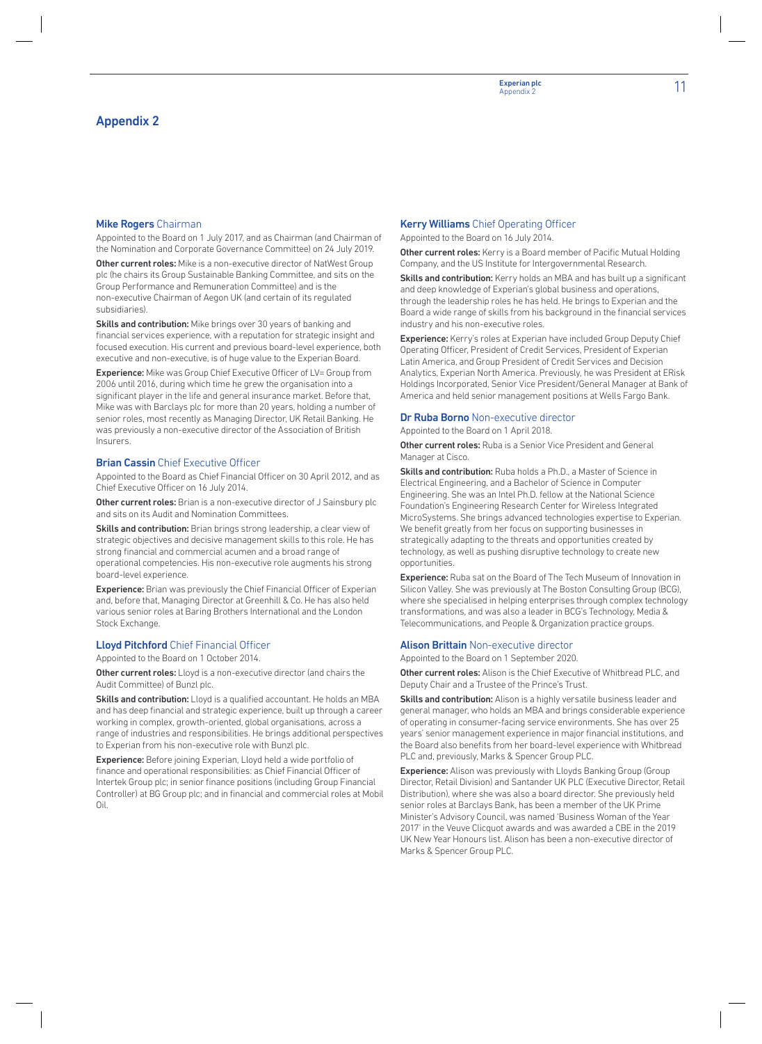# Appendix 2

### Mike Rogers Chairman

Appointed to the Board on 1 July 2017, and as Chairman (and Chairman of the Nomination and Corporate Governance Committee) on 24 July 2019.

**Other current roles:** Mike is a non-executive director of NatWest Group plc (he chairs its Group Sustainable Banking Committee, and sits on the Group Performance and Remuneration Committee) and is the non-executive Chairman of Aegon UK (and certain of its regulated subsidiaries).

**Skills and contribution:** Mike brings over 30 years of banking and financial services experience, with a reputation for strategic insight and focused execution. His current and previous board-level experience, both executive and non-executive, is of huge value to the Experian Board.

**Experience:** Mike was Group Chief Executive Officer of LV= Group from 2006 until 2016, during which time he grew the organisation into a significant player in the life and general insurance market. Before that, Mike was with Barclays plc for more than 20 years, holding a number of senior roles, most recently as Managing Director, UK Retail Banking. He was previously a non-executive director of the Association of British Insurers.

### Brian Cassin Chief Executive Officer

Appointed to the Board as Chief Financial Officer on 30 April 2012, and as Chief Executive Officer on 16 July 2014.

**Other current roles:** Brian is a non-executive director of J Sainsbury plc and sits on its Audit and Nomination Committees.

**Skills and contribution:** Brian brings strong leadership, a clear view of strategic objectives and decisive management skills to this role. He has strong financial and commercial acumen and a broad range of operational competencies. His non-executive role augments his strong board-level experience.

**Experience:** Brian was previously the Chief Financial Officer of Experian and, before that, Managing Director at Greenhill & Co. He has also held various senior roles at Baring Brothers International and the London Stock Exchange.

### Lloyd Pitchford Chief Financial Officer

Appointed to the Board on 1 October 2014.

**Other current roles:** Lloyd is a non-executive director (and chairs the Audit Committee) of Bunzl plc.

**Skills and contribution:** Lloyd is a qualified accountant. He holds an MBA and has deep financial and strategic experience, built up through a career working in complex, growth-oriented, global organisations, across a range of industries and responsibilities. He brings additional perspectives to Experian from his non-executive role with Bunzl plc.

**Experience:** Before joining Experian, Lloyd held a wide portfolio of finance and operational responsibilities: as Chief Financial Officer of Intertek Group plc; in senior finance positions (including Group Financial Controller) at BG Group plc; and in financial and commercial roles at Mobil Oil.

### Kerry Williams Chief Operating Officer

Appointed to the Board on 16 July 2014.

**Other current roles:** Kerry is a Board member of Pacific Mutual Holding Company, and the US Institute for Intergovernmental Research.

**Skills and contribution:** Kerry holds an MBA and has built up a significant and deep knowledge of Experian's global business and operations, through the leadership roles he has held. He brings to Experian and the Board a wide range of skills from his background in the financial services industry and his non-executive roles.

**Experience:** Kerry's roles at Experian have included Group Deputy Chief Operating Officer, President of Credit Services, President of Experian Latin America, and Group President of Credit Services and Decision Analytics, Experian North America. Previously, he was President at ERisk Holdings Incorporated, Senior Vice President/General Manager at Bank of America and held senior management positions at Wells Fargo Bank.

### Dr Ruba Borno Non-executive director

Appointed to the Board on 1 April 2018.

**Other current roles:** Ruba is a Senior Vice President and General Manager at Cisco.

**Skills and contribution:** Ruba holds a Ph.D., a Master of Science in Electrical Engineering, and a Bachelor of Science in Computer Engineering. She was an Intel Ph.D. fellow at the National Science Foundation's Engineering Research Center for Wireless Integrated MicroSystems. She brings advanced technologies expertise to Experian. We benefit greatly from her focus on supporting businesses in strategically adapting to the threats and opportunities created by technology, as well as pushing disruptive technology to create new opportunities.

**Experience:** Ruba sat on the Board of The Tech Museum of Innovation in Silicon Valley. She was previously at The Boston Consulting Group (BCG), where she specialised in helping enterprises through complex technology transformations, and was also a leader in BCG's Technology, Media & Telecommunications, and People & Organization practice groups.

### Alison Brittain Non-executive director

Appointed to the Board on 1 September 2020.

**Other current roles:** Alison is the Chief Executive of Whitbread PLC, and Deputy Chair and a Trustee of the Prince's Trust.

**Skills and contribution:** Alison is a highly versatile business leader and general manager, who holds an MBA and brings considerable experience of operating in consumer-facing service environments. She has over 25 years' senior management experience in major financial institutions, and the Board also benefits from her board-level experience with Whitbread PLC and, previously, Marks & Spencer Group PLC.

**Experience:** Alison was previously with Lloyds Banking Group (Group Director, Retail Division) and Santander UK PLC (Executive Director, Retail Distribution), where she was also a board director. She previously held senior roles at Barclays Bank, has been a member of the UK Prime Minister's Advisory Council, was named 'Business Woman of the Year 2017' in the Veuve Clicquot awards and was awarded a CBE in the 2019 UK New Year Honours list. Alison has been a non-executive director of Marks & Spencer Group PLC.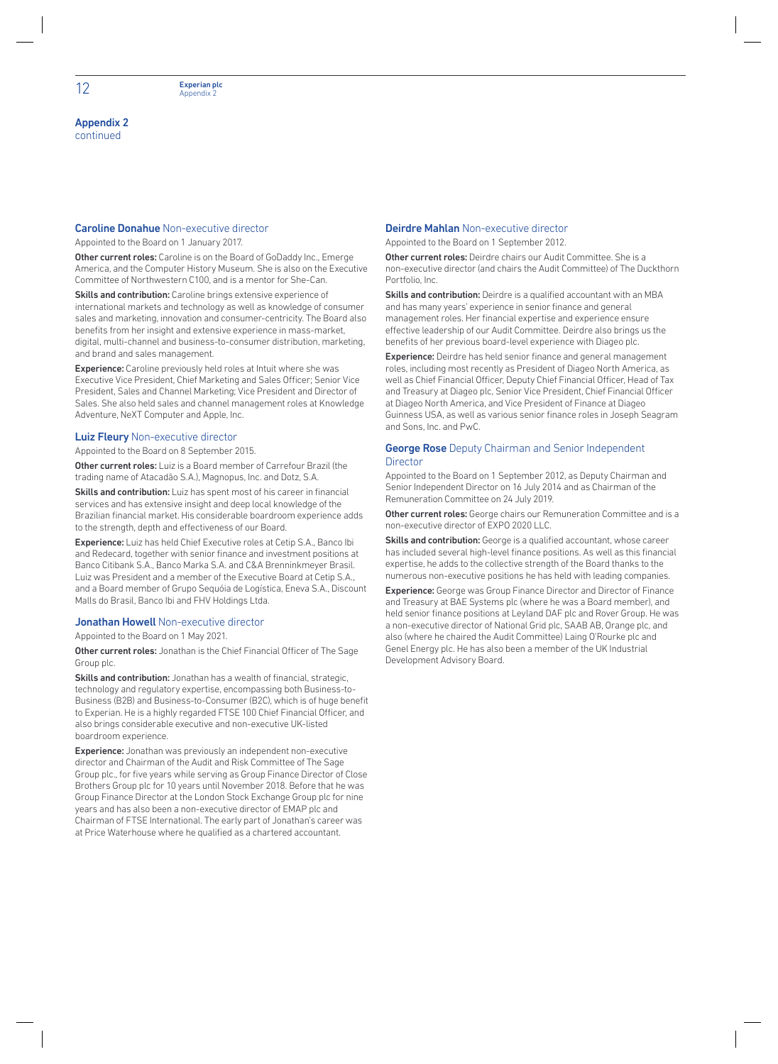## Appendix 2
continued

### Caroline Donahue Non-executive director

Appointed to the Board on 1 January 2017.

**Other current roles:** Caroline is on the Board of GoDaddy Inc., Emerge America, and the Computer History Museum. She is also on the Executive Committee of Northwestern C100, and is a mentor for She-Can.

**Skills and contribution:** Caroline brings extensive experience of international markets and technology as well as knowledge of consumer sales and marketing, innovation and consumer-centricity. The Board also benefits from her insight and extensive experience in mass-market, digital, multi-channel and business-to-consumer distribution, marketing, and brand and sales management.

**Experience:** Caroline previously held roles at Intuit where she was Executive Vice President, Chief Marketing and Sales Officer; Senior Vice President, Sales and Channel Marketing; Vice President and Director of Sales. She also held sales and channel management roles at Knowledge Adventure, NeXT Computer and Apple, Inc.

### Luiz Fleury Non-executive director

Appointed to the Board on 8 September 2015.

**Other current roles:** Luiz is a Board member of Carrefour Brazil (the trading name of Atacadão S.A.), Magnopus, Inc. and Dotz, S.A.

**Skills and contribution:** Luiz has spent most of his career in financial services and has extensive insight and deep local knowledge of the Brazilian financial market. His considerable boardroom experience adds to the strength, depth and effectiveness of our Board.

**Experience:** Luiz has held Chief Executive roles at Cetip S.A., Banco Ibi and Redecard, together with senior finance and investment positions at Banco Citibank S.A., Banco Marka S.A. and C&A Brenninkmeyer Brasil. Luiz was President and a member of the Executive Board at Cetip S.A., and a Board member of Grupo Sequóia de Logística, Eneva S.A., Discount Malls do Brasil, Banco Ibi and FHV Holdings Ltda.

### Jonathan Howell Non-executive director

Appointed to the Board on 1 May 2021.

**Other current roles:** Jonathan is the Chief Financial Officer of The Sage Group plc.

**Skills and contribution:** Jonathan has a wealth of financial, strategic, technology and regulatory expertise, encompassing both Business-to-Business (B2B) and Business-to-Consumer (B2C), which is of huge benefit to Experian. He is a highly regarded FTSE 100 Chief Financial Officer, and also brings considerable executive and non-executive UK-listed boardroom experience.

**Experience:** Jonathan was previously an independent non-executive director and Chairman of the Audit and Risk Committee of The Sage Group plc., for five years while serving as Group Finance Director of Close Brothers Group plc for 10 years until November 2018. Before that he was Group Finance Director at the London Stock Exchange Group plc for nine years and has also been a non-executive director of EMAP plc and Chairman of FTSE International. The early part of Jonathan's career was at Price Waterhouse where he qualified as a chartered accountant.

### Deirdre Mahlan Non-executive director

Appointed to the Board on 1 September 2012.

**Other current roles:** Deirdre chairs our Audit Committee. She is a non-executive director (and chairs the Audit Committee) of The Duckthorn Portfolio, Inc.

**Skills and contribution:** Deirdre is a qualified accountant with an MBA and has many years' experience in senior finance and general management roles. Her financial expertise and experience ensure effective leadership of our Audit Committee. Deirdre also brings us the benefits of her previous board-level experience with Diageo plc.

**Experience:** Deirdre has held senior finance and general management roles, including most recently as President of Diageo North America, as well as Chief Financial Officer, Deputy Chief Financial Officer, Head of Tax and Treasury at Diageo plc, Senior Vice President, Chief Financial Officer at Diageo North America, and Vice President of Finance at Diageo Guinness USA, as well as various senior finance roles in Joseph Seagram and Sons, Inc. and PwC.

### George Rose Deputy Chairman and Senior Independent Director

Appointed to the Board on 1 September 2012, as Deputy Chairman and Senior Independent Director on 16 July 2014 and as Chairman of the Remuneration Committee on 24 July 2019.

**Other current roles:** George chairs our Remuneration Committee and is a non-executive director of EXPO 2020 LLC.

**Skills and contribution:** George is a qualified accountant, whose career has included several high-level finance positions. As well as this financial expertise, he adds to the collective strength of the Board thanks to the numerous non-executive positions he has held with leading companies.

**Experience:** George was Group Finance Director and Director of Finance and Treasury at BAE Systems plc (where he was a Board member), and held senior finance positions at Leyland DAF plc and Rover Group. He was a non-executive director of National Grid plc, SAAB AB, Orange plc, and also (where he chaired the Audit Committee) Laing O'Rourke plc and Genel Energy plc. He has also been a member of the UK Industrial Development Advisory Board.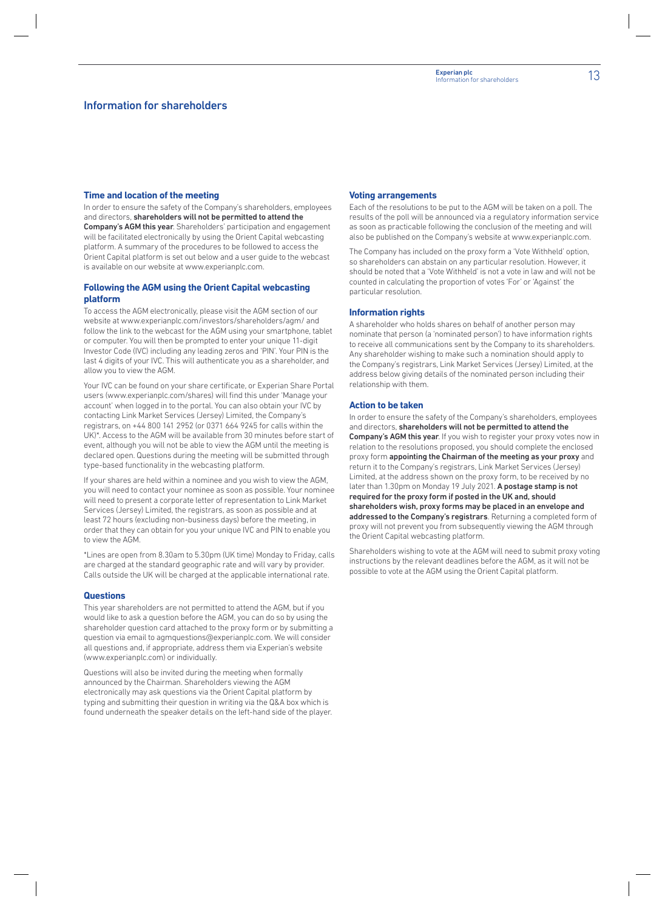# Information for shareholders

### Time and location of the meeting

In order to ensure the safety of the Company's shareholders, employees and directors, **shareholders will not be permitted to attend the Company's AGM this year**. Shareholders' participation and engagement will be facilitated electronically by using the Orient Capital webcasting platform. A summary of the procedures to be followed to access the Orient Capital platform is set out below and a user guide to the webcast is available on our website at www.experianplc.com.

### Following the AGM using the Orient Capital webcasting platform

To access the AGM electronically, please visit the AGM section of our website at www.experianplc.com/investors/shareholders/agm/ and follow the link to the webcast for the AGM using your smartphone, tablet or computer. You will then be prompted to enter your unique 11-digit Investor Code (IVC) including any leading zeros and 'PIN'. Your PIN is the last 4 digits of your IVC. This will authenticate you as a shareholder, and allow you to view the AGM.

Your IVC can be found on your share certificate, or Experian Share Portal users (www.experianplc.com/shares) will find this under 'Manage your account' when logged in to the portal. You can also obtain your IVC by contacting Link Market Services (Jersey) Limited, the Company's registrars, on +44 800 141 2952 (or 0371 664 9245 for calls within the UK)*. Access to the AGM will be available from 30 minutes before start of event, although you will not be able to view the AGM until the meeting is declared open. Questions during the meeting will be submitted through type-based functionality in the webcasting platform.

If your shares are held within a nominee and you wish to view the AGM, you will need to contact your nominee as soon as possible. Your nominee will need to present a corporate letter of representation to Link Market Services (Jersey) Limited, the registrars, as soon as possible and at least 72 hours (excluding non-business days) before the meeting, in order that they can obtain for you your unique IVC and PIN to enable you to view the AGM.

*Lines are open from 8.30am to 5.30pm (UK time) Monday to Friday, calls are charged at the standard geographic rate and will vary by provider. Calls outside the UK will be charged at the applicable international rate.

### Questions

This year shareholders are not permitted to attend the AGM, but if you would like to ask a question before the AGM, you can do so by using the shareholder question card attached to the proxy form or by submitting a question via email to agmquestions@experianplc.com. We will consider all questions and, if appropriate, address them via Experian's website (www.experianplc.com) or individually.

Questions will also be invited during the meeting when formally announced by the Chairman. Shareholders viewing the AGM electronically may ask questions via the Orient Capital platform by typing and submitting their question in writing via the Q&A box which is found underneath the speaker details on the left-hand side of the player.

### Voting arrangements

Each of the resolutions to be put to the AGM will be taken on a poll. The results of the poll will be announced via a regulatory information service as soon as practicable following the conclusion of the meeting and will also be published on the Company's website at www.experianplc.com.

The Company has included on the proxy form a 'Vote Withheld' option, so shareholders can abstain on any particular resolution. However, it should be noted that a 'Vote Withheld' is not a vote in law and will not be counted in calculating the proportion of votes 'For' or 'Against' the particular resolution.

### Information rights

A shareholder who holds shares on behalf of another person may nominate that person (a 'nominated person') to have information rights to receive all communications sent by the Company to its shareholders. Any shareholder wishing to make such a nomination should apply to the Company's registrars, Link Market Services (Jersey) Limited, at the address below giving details of the nominated person including their relationship with them.

### Action to be taken

In order to ensure the safety of the Company's shareholders, employees and directors, **shareholders will not be permitted to attend the Company's AGM this year**. If you wish to register your proxy votes now in relation to the resolutions proposed, you should complete the enclosed proxy form **appointing the Chairman of the meeting as your proxy** and return it to the Company's registrars, Link Market Services (Jersey) Limited, at the address shown on the proxy form, to be received by no later than 1.30pm on Monday 19 July 2021. **A postage stamp is not required for the proxy form if posted in the UK and, should shareholders wish, proxy forms may be placed in an envelope and addressed to the Company's registrars**. Returning a completed form of proxy will not prevent you from subsequently viewing the AGM through the Orient Capital webcasting platform.

Shareholders wishing to vote at the AGM will need to submit proxy voting instructions by the relevant deadlines before the AGM, as it will not be possible to vote at the AGM using the Orient Capital platform.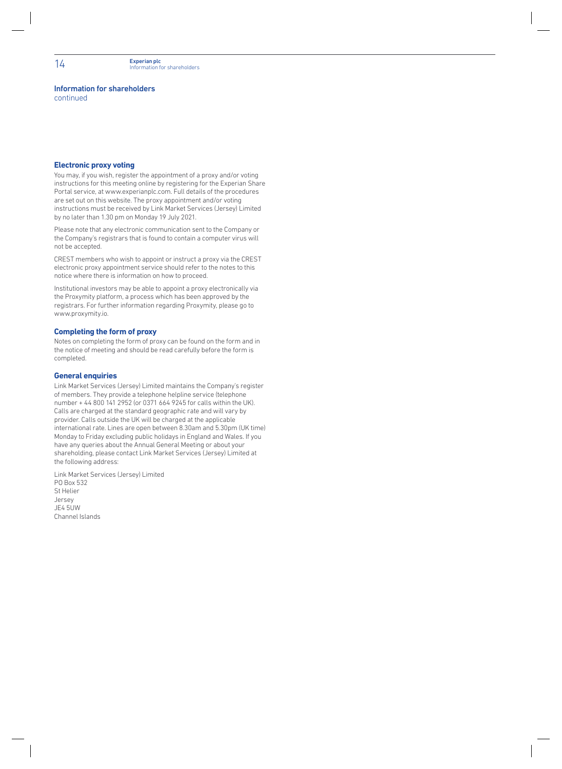## Information for shareholders
continued

### Electronic proxy voting

You may, if you wish, register the appointment of a proxy and/or voting instructions for this meeting online by registering for the Experian Share Portal service, at www.experianplc.com. Full details of the procedures are set out on this website. The proxy appointment and/or voting instructions must be received by Link Market Services (Jersey) Limited by no later than 1.30 pm on Monday 19 July 2021.

Please note that any electronic communication sent to the Company or the Company's registrars that is found to contain a computer virus will not be accepted.

CREST members who wish to appoint or instruct a proxy via the CREST electronic proxy appointment service should refer to the notes to this notice where there is information on how to proceed.

Institutional investors may be able to appoint a proxy electronically via the Proxymity platform, a process which has been approved by the registrars. For further information regarding Proxymity, please go to www.proxymity.io.

### Completing the form of proxy

Notes on completing the form of proxy can be found on the form and in the notice of meeting and should be read carefully before the form is completed.

### General enquiries

Link Market Services (Jersey) Limited maintains the Company's register of members. They provide a telephone helpline service (telephone number + 44 800 141 2952 (or 0371 664 9245 for calls within the UK). Calls are charged at the standard geographic rate and will vary by provider. Calls outside the UK will be charged at the applicable international rate. Lines are open between 8.30am and 5.30pm (UK time) Monday to Friday excluding public holidays in England and Wales. If you have any queries about the Annual General Meeting or about your shareholding, please contact Link Market Services (Jersey) Limited at the following address:

Link Market Services (Jersey) Limited
PO Box 532
St Helier
Jersey
JE4 5UW
Channel Islands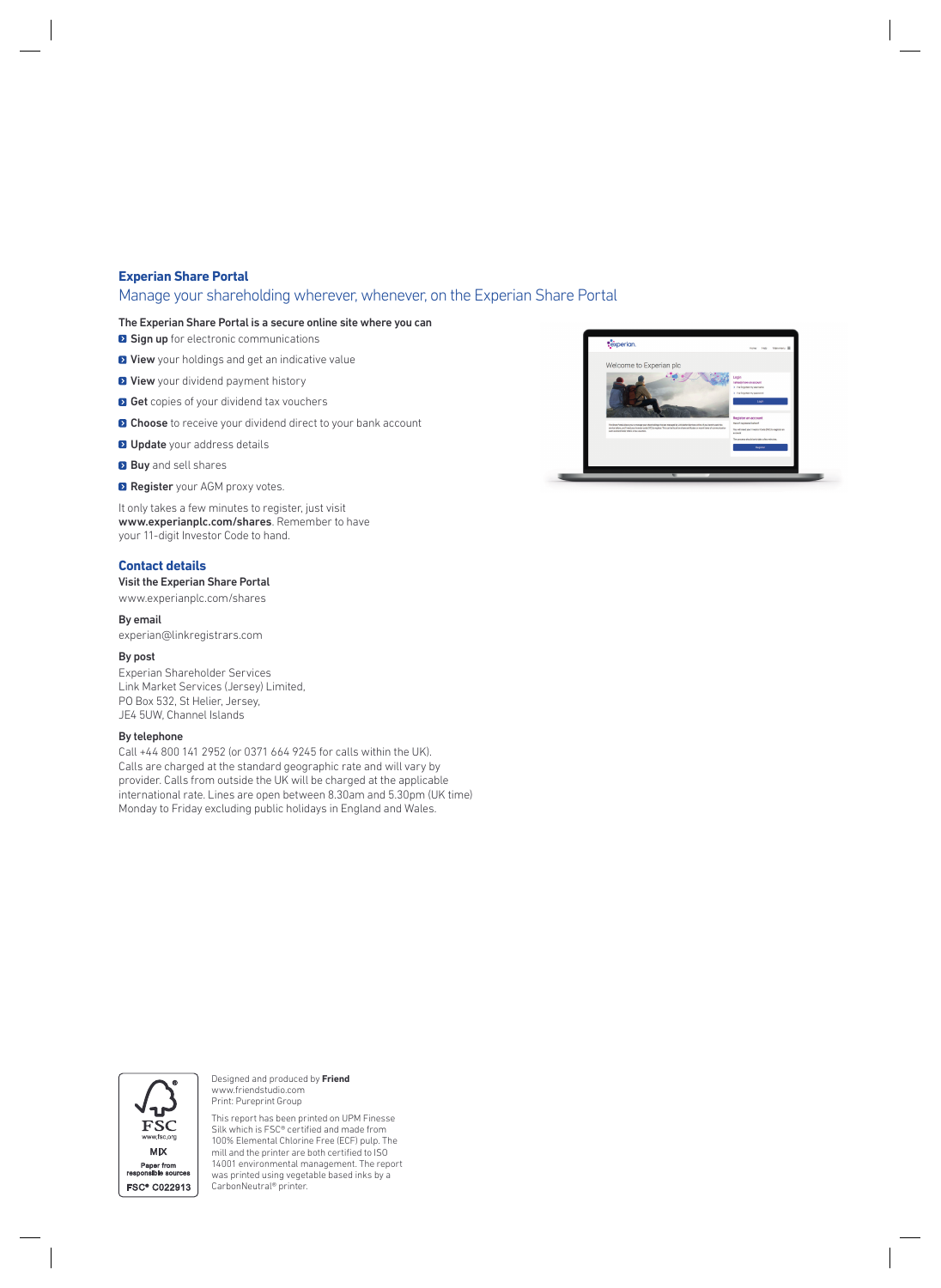## Experian Share Portal

### Manage your shareholding wherever, whenever, on the Experian Share Portal

**The Experian Share Portal is a secure online site where you can**

- **Sign up** for electronic communications
- **View** your holdings and get an indicative value
- **View** your dividend payment history
- **Get** copies of your dividend tax vouchers
- **Choose** to receive your dividend direct to your bank account
- **Update** your address details
- **Buy** and sell shares
- **Register** your AGM proxy votes.

It only takes a few minutes to register, just visit **www.experianplc.com/shares**. Remember to have your 11-digit Investor Code to hand.

## Contact details

**Visit the Experian Share Portal**
www.experianplc.com/shares

**By email**
experian@linkregistrars.com

**By post**
Experian Shareholder Services
Link Market Services (Jersey) Limited,
PO Box 532, St Helier, Jersey,
JE4 5UW, Channel Islands

**By telephone**
Call +44 800 141 2952 (or 0371 664 9245 for calls within the UK). Calls are charged at the standard geographic rate and will vary by provider. Calls from outside the UK will be charged at the applicable international rate. Lines are open between 8.30am and 5.30pm (UK time) Monday to Friday excluding public holidays in England and Wales.

FSC www.fsc.org MIX Paper from responsible sources FSC® C022913

Designed and produced by **Friend**
www.friendstudio.com
Print: Pureprint Group

This report has been printed on UPM Finesse Silk which is FSC® certified and made from 100% Elemental Chlorine Free (ECF) pulp. The mill and the printer are both certified to ISO 14001 environmental management. The report was printed using vegetable based inks by a CarbonNeutral® printer.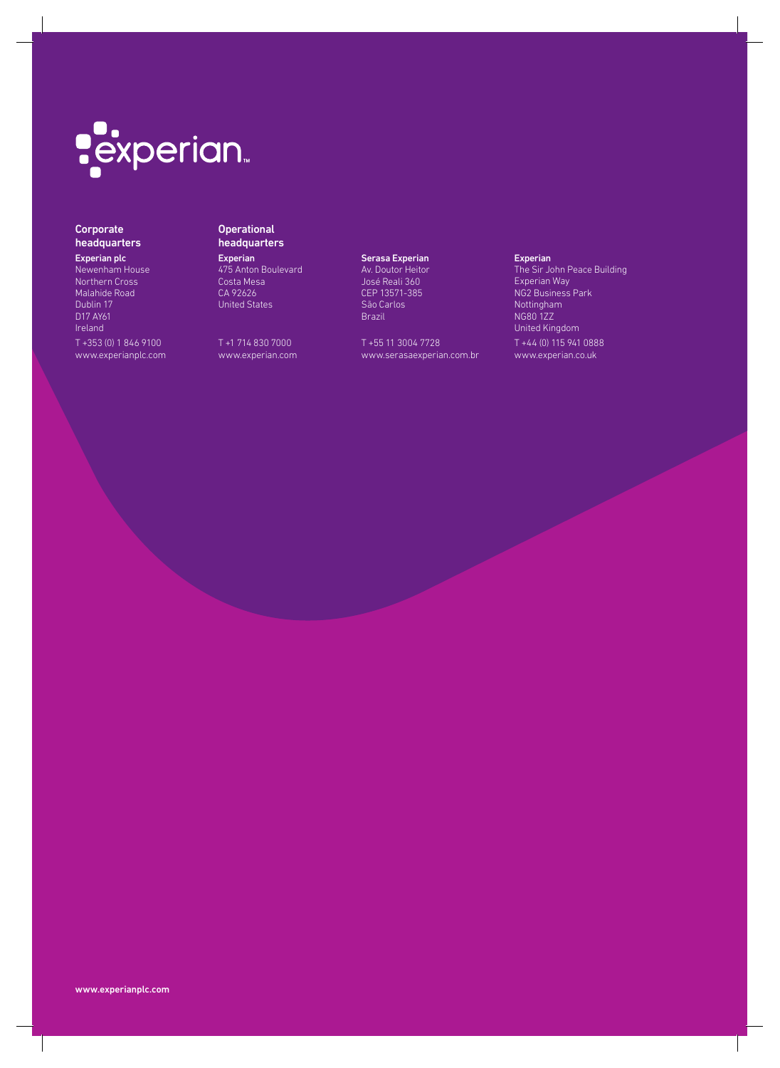### Corporate headquarters

**Experian plc**
Newenham House
Northern Cross
Malahide Road
Dublin 17
D17 AY61
Ireland

T +353 (0) 1 846 9100
www.experianplc.com

### Operational headquarters

**Experian**
475 Anton Boulevard
Costa Mesa
CA 92626
United States

T +1 714 830 7000
www.experian.com

**Serasa Experian**
Av. Doutor Heitor
José Reali 360
CEP 13571-385
São Carlos
Brazil

T +55 11 3004 7728
www.serasaexperian.com.br

**Experian**
The Sir John Peace Building
Experian Way
NG2 Business Park
Nottingham
NG80 1ZZ
United Kingdom

T +44 (0) 115 941 0888
www.experian.co.uk

**www.experianplc.com**